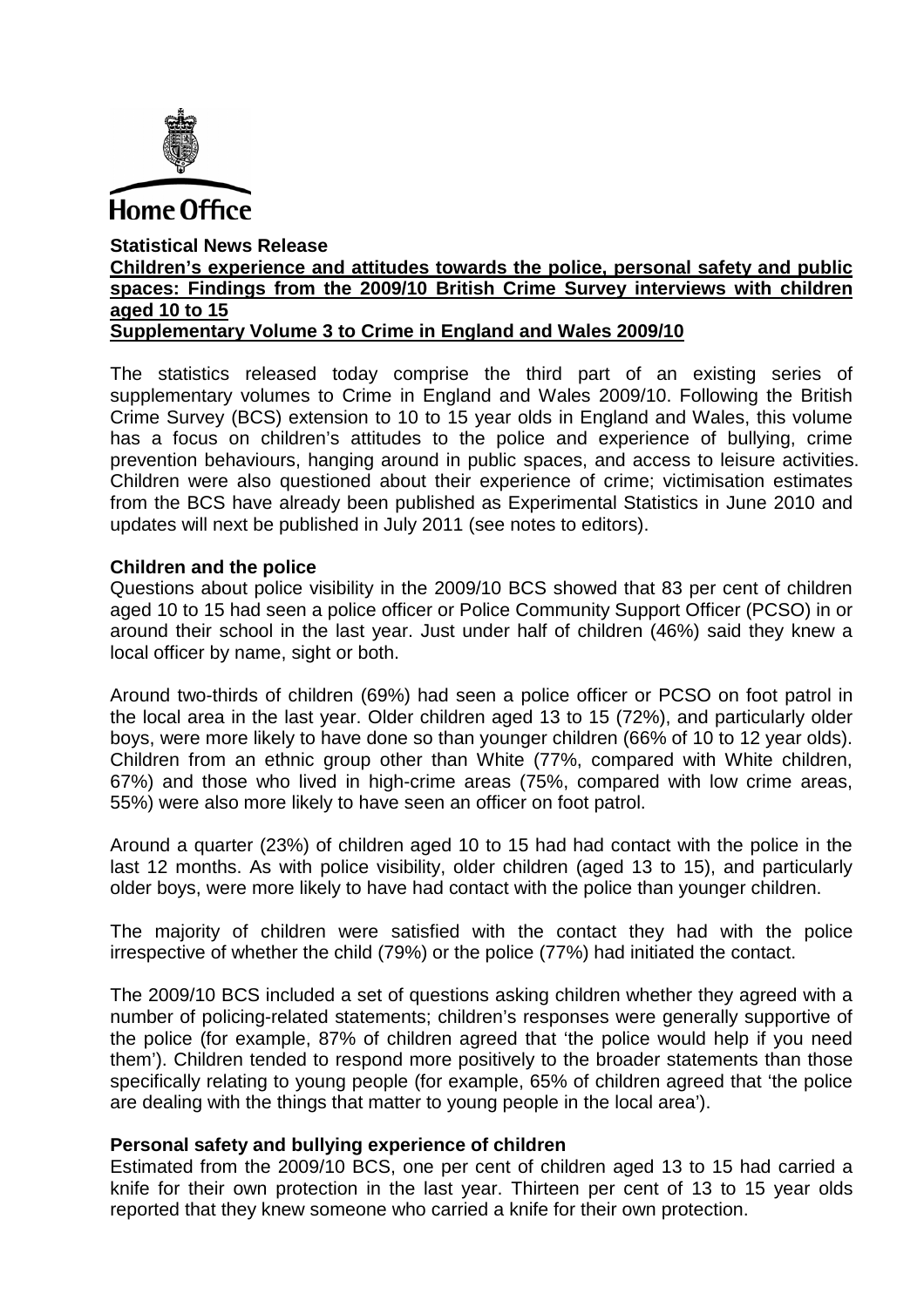Home Office

**Statistical News Release**

**Children's experience and attitudes towards the police, personal safety and public spaces: Findings from the 2009/10 British Crime Survey interviews with children aged 10 to 15**

**Supplementary Volume 3 to Crime in England and Wales 2009/10**

The statistics released today comprise the third part of an existing series of supplementary volumes to Crime in England and Wales 2009/10. Following the British Crime Survey (BCS) extension to 10 to 15 year olds in England and Wales, this volume has a focus on children's attitudes to the police and experience of bullying, crime prevention behaviours, hanging around in public spaces, and access to leisure activities. Children were also questioned about their experience of crime; victimisation estimates from the BCS have already been published as Experimental Statistics in June 2010 and updates will next be published in July 2011 (see notes to editors).

**Children and the police**

Questions about police visibility in the 2009/10 BCS showed that 83 per cent of children aged 10 to 15 had seen a police officer or Police Community Support Officer (PCSO) in or around their school in the last year. Just under half of children (46%) said they knew a local officer by name, sight or both.

Around two-thirds of children (69%) had seen a police officer or PCSO on foot patrol in the local area in the last year. Older children aged 13 to 15 (72%), and particularly older boys, were more likely to have done so than younger children (66% of 10 to 12 year olds). Children from an ethnic group other than White (77%, compared with White children, 67%) and those who lived in high-crime areas (75%, compared with low crime areas, 55%) were also more likely to have seen an officer on foot patrol.

Around a quarter (23%) of children aged 10 to 15 had had contact with the police in the last 12 months. As with police visibility, older children (aged 13 to 15), and particularly older boys, were more likely to have had contact with the police than younger children.

The majority of children were satisfied with the contact they had with the police irrespective of whether the child (79%) or the police (77%) had initiated the contact.

The 2009/10 BCS included a set of questions asking children whether they agreed with a number of policing-related statements; children's responses were generally supportive of the police (for example, 87% of children agreed that 'the police would help if you need them'). Children tended to respond more positively to the broader statements than those specifically relating to young people (for example, 65% of children agreed that 'the police are dealing with the things that matter to young people in the local area').

**Personal safety and bullying experience of children**

Estimated from the 2009/10 BCS, one per cent of children aged 13 to 15 had carried a knife for their own protection in the last year. Thirteen per cent of 13 to 15 year olds reported that they knew someone who carried a knife for their own protection.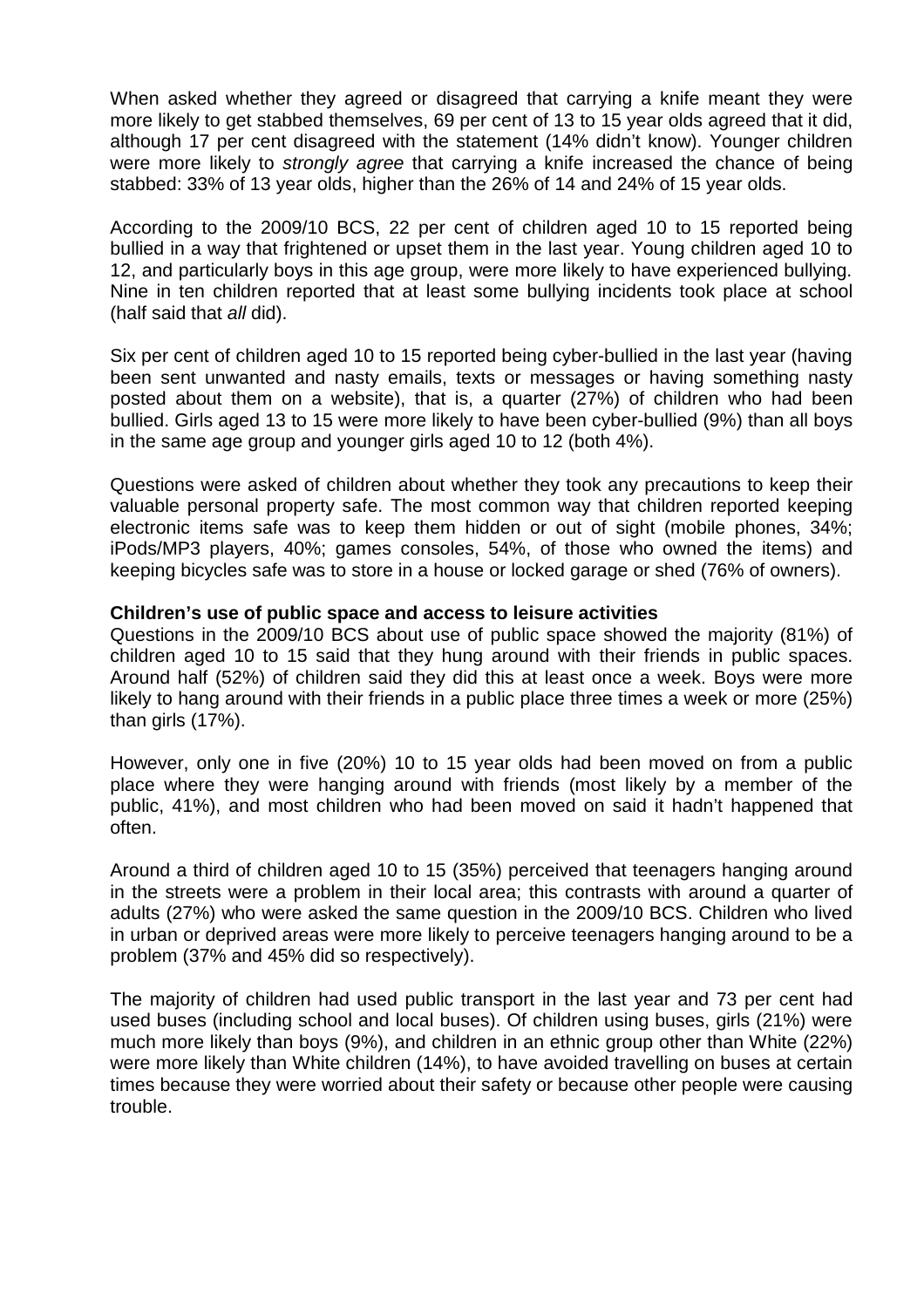When asked whether they agreed or disagreed that carrying a knife meant they were more likely to get stabbed themselves, 69 per cent of 13 to 15 year olds agreed that it did, although 17 per cent disagreed with the statement (14% didn't know). Younger children were more likely to *strongly agree* that carrying a knife increased the chance of being stabbed: 33% of 13 year olds, higher than the 26% of 14 and 24% of 15 year olds.

According to the 2009/10 BCS, 22 per cent of children aged 10 to 15 reported being bullied in a way that frightened or upset them in the last year. Young children aged 10 to 12, and particularly boys in this age group, were more likely to have experienced bullying. Nine in ten children reported that at least some bullying incidents took place at school (half said that *all* did).

Six per cent of children aged 10 to 15 reported being cyber-bullied in the last year (having been sent unwanted and nasty emails, texts or messages or having something nasty posted about them on a website), that is, a quarter (27%) of children who had been bullied. Girls aged 13 to 15 were more likely to have been cyber-bullied (9%) than all boys in the same age group and younger girls aged 10 to 12 (both 4%).

Questions were asked of children about whether they took any precautions to keep their valuable personal property safe. The most common way that children reported keeping electronic items safe was to keep them hidden or out of sight (mobile phones, 34%; iPods/MP3 players, 40%; games consoles, 54%, of those who owned the items) and keeping bicycles safe was to store in a house or locked garage or shed (76% of owners).

**Children's use of public space and access to leisure activities**

Questions in the 2009/10 BCS about use of public space showed the majority (81%) of children aged 10 to 15 said that they hung around with their friends in public spaces. Around half (52%) of children said they did this at least once a week. Boys were more likely to hang around with their friends in a public place three times a week or more (25%) than girls (17%).

However, only one in five (20%) 10 to 15 year olds had been moved on from a public place where they were hanging around with friends (most likely by a member of the public, 41%), and most children who had been moved on said it hadn't happened that often.

Around a third of children aged 10 to 15 (35%) perceived that teenagers hanging around in the streets were a problem in their local area; this contrasts with around a quarter of adults (27%) who were asked the same question in the 2009/10 BCS. Children who lived in urban or deprived areas were more likely to perceive teenagers hanging around to be a problem (37% and 45% did so respectively).

The majority of children had used public transport in the last year and 73 per cent had used buses (including school and local buses). Of children using buses, girls (21%) were much more likely than boys (9%), and children in an ethnic group other than White (22%) were more likely than White children (14%), to have avoided travelling on buses at certain times because they were worried about their safety or because other people were causing trouble.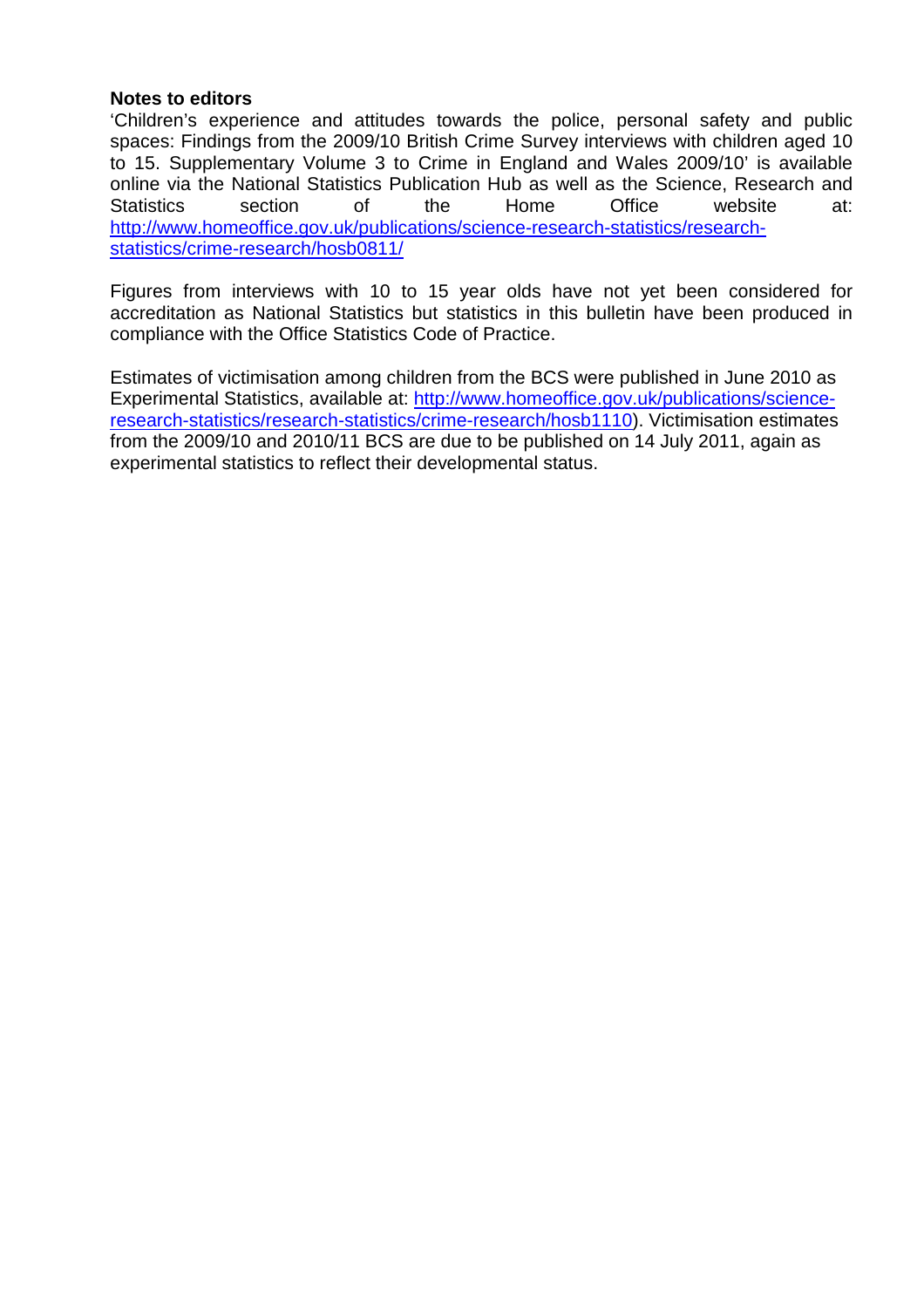**Notes to editors**

'Children's experience and attitudes towards the police, personal safety and public spaces: Findings from the 2009/10 British Crime Survey interviews with children aged 10 to 15. Supplementary Volume 3 to Crime in England and Wales 2009/10' is available online via the National Statistics Publication Hub as well as the Science, Research and Statistics section of the Home Office website at: http://www.homeoffice.gov.uk/publications/science-research-statistics/research-statistics/crime-research/hosb0811/

Figures from interviews with 10 to 15 year olds have not yet been considered for accreditation as National Statistics but statistics in this bulletin have been produced in compliance with the Office Statistics Code of Practice.

Estimates of victimisation among children from the BCS were published in June 2010 as Experimental Statistics, available at: http://www.homeoffice.gov.uk/publications/science-research-statistics/research-statistics/crime-research/hosb1110). Victimisation estimates from the 2009/10 and 2010/11 BCS are due to be published on 14 July 2011, again as experimental statistics to reflect their developmental status.